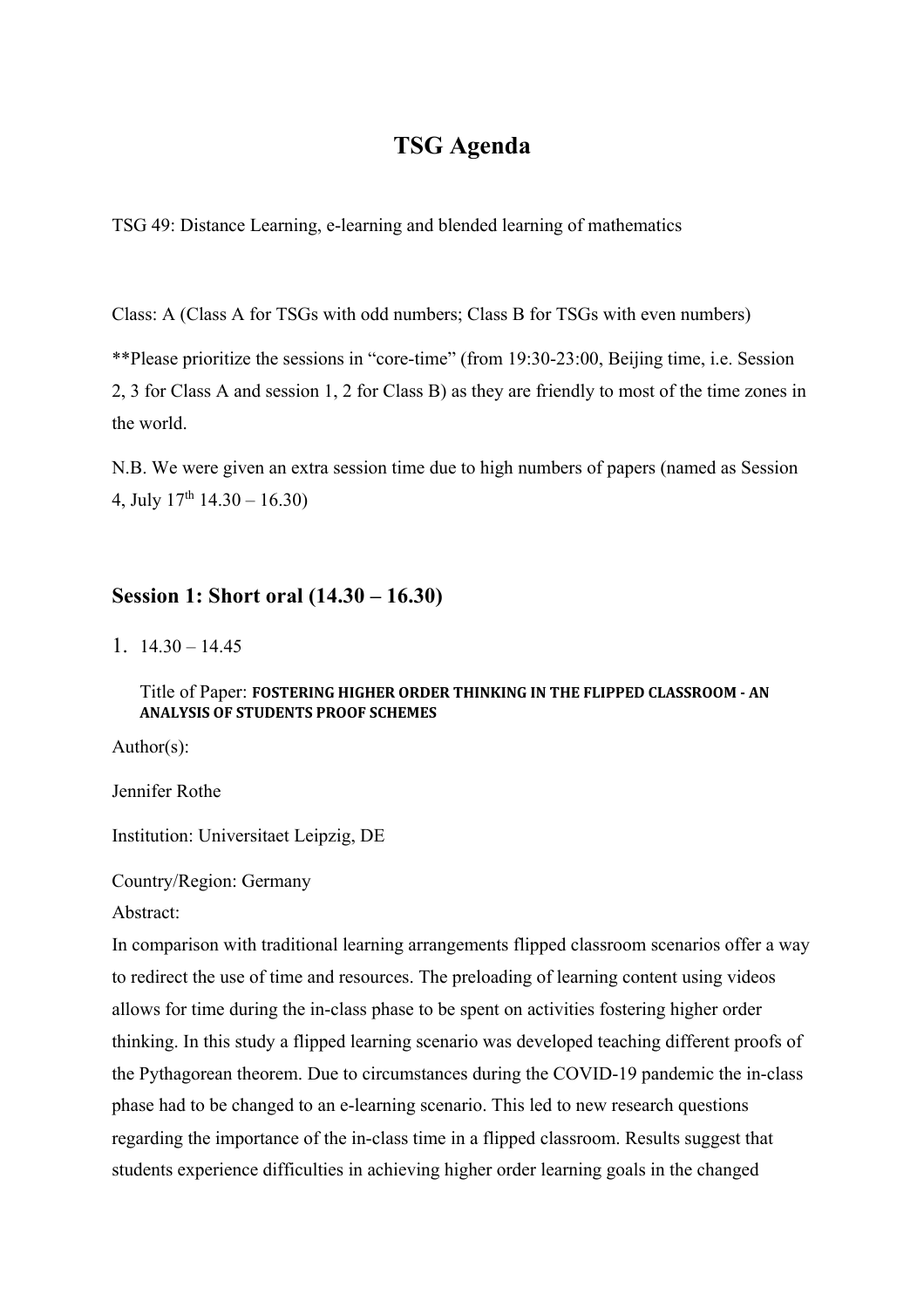# TSG Agenda

TSG 49: Distance Learning, e-learning and blended learning of mathematics

Class: A (Class A for TSGs with odd numbers; Class B for TSGs with even numbers)

**Please prioritize the sessions in "core-time" (from 19:30-23:00, Beijing time, i.e. Session 2, 3 for Class A and session 1, 2 for Class B) as they are friendly to most of the time zones in the world.

N.B. We were given an extra session time due to high numbers of papers (named as Session 4, July 17th 14.30 – 16.30)

## Session 1: Short oral (14.30 – 16.30)

1. 14.30 – 14.45

   Title of Paper: **FOSTERING HIGHER ORDER THINKING IN THE FLIPPED CLASSROOM - AN ANALYSIS OF STUDENTS PROOF SCHEMES**

Author(s):

Jennifer Rothe

Institution: Universitaet Leipzig, DE

Country/Region: Germany

Abstract:

In comparison with traditional learning arrangements flipped classroom scenarios offer a way to redirect the use of time and resources. The preloading of learning content using videos allows for time during the in-class phase to be spent on activities fostering higher order thinking. In this study a flipped learning scenario was developed teaching different proofs of the Pythagorean theorem. Due to circumstances during the COVID-19 pandemic the in-class phase had to be changed to an e-learning scenario. This led to new research questions regarding the importance of the in-class time in a flipped classroom. Results suggest that students experience difficulties in achieving higher order learning goals in the changed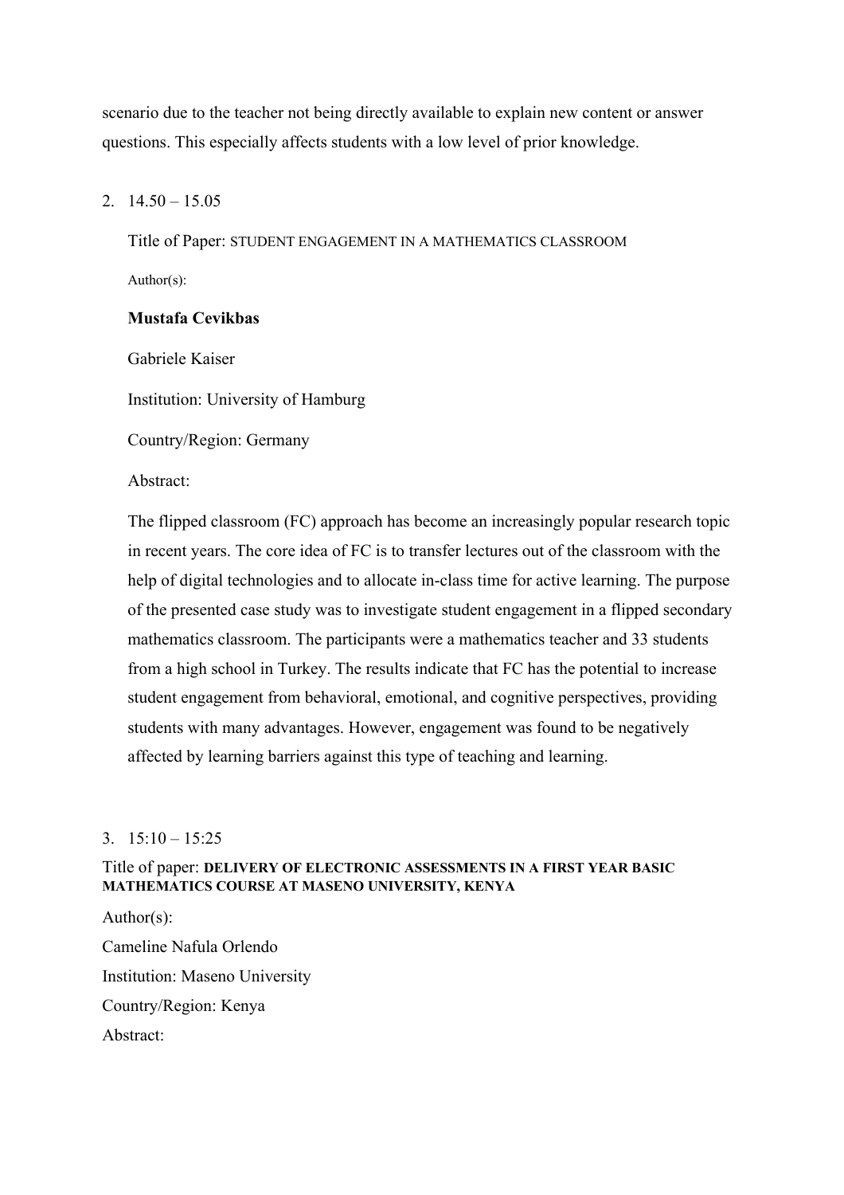scenario due to the teacher not being directly available to explain new content or answer questions. This especially affects students with a low level of prior knowledge.

2. 14.50 – 15.05

   Title of Paper: STUDENT ENGAGEMENT IN A MATHEMATICS CLASSROOM

   Author(s):

   **Mustafa Cevikbas**

   Gabriele Kaiser

   Institution: University of Hamburg

   Country/Region: Germany

   Abstract:

   The flipped classroom (FC) approach has become an increasingly popular research topic in recent years. The core idea of FC is to transfer lectures out of the classroom with the help of digital technologies and to allocate in-class time for active learning. The purpose of the presented case study was to investigate student engagement in a flipped secondary mathematics classroom. The participants were a mathematics teacher and 33 students from a high school in Turkey. The results indicate that FC has the potential to increase student engagement from behavioral, emotional, and cognitive perspectives, providing students with many advantages. However, engagement was found to be negatively affected by learning barriers against this type of teaching and learning.

3. 15:10 – 15:25

Title of paper: **DELIVERY OF ELECTRONIC ASSESSMENTS IN A FIRST YEAR BASIC MATHEMATICS COURSE AT MASENO UNIVERSITY, KENYA**

Author(s):

Cameline Nafula Orlendo

Institution: Maseno University

Country/Region: Kenya

Abstract: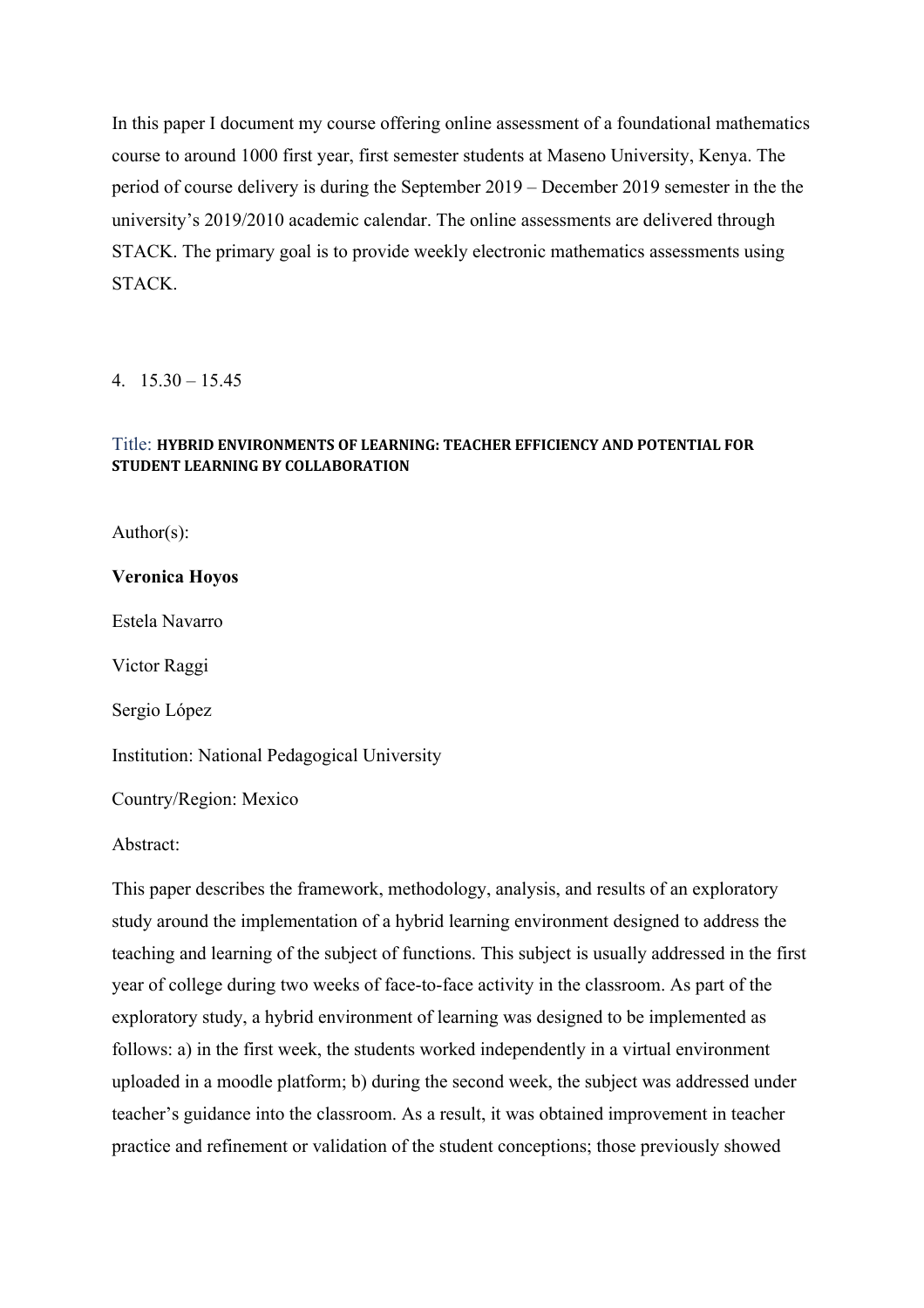In this paper I document my course offering online assessment of a foundational mathematics course to around 1000 first year, first semester students at Maseno University, Kenya. The period of course delivery is during the September 2019 – December 2019 semester in the the university's 2019/2010 academic calendar. The online assessments are delivered through STACK. The primary goal is to provide weekly electronic mathematics assessments using STACK.

4. 15.30 – 15.45

Title: **HYBRID ENVIRONMENTS OF LEARNING: TEACHER EFFICIENCY AND POTENTIAL FOR STUDENT LEARNING BY COLLABORATION**

Author(s):

**Veronica Hoyos**

Estela Navarro

Victor Raggi

Sergio López

Institution: National Pedagogical University

Country/Region: Mexico

Abstract:

This paper describes the framework, methodology, analysis, and results of an exploratory study around the implementation of a hybrid learning environment designed to address the teaching and learning of the subject of functions. This subject is usually addressed in the first year of college during two weeks of face-to-face activity in the classroom. As part of the exploratory study, a hybrid environment of learning was designed to be implemented as follows: a) in the first week, the students worked independently in a virtual environment uploaded in a moodle platform; b) during the second week, the subject was addressed under teacher's guidance into the classroom. As a result, it was obtained improvement in teacher practice and refinement or validation of the student conceptions; those previously showed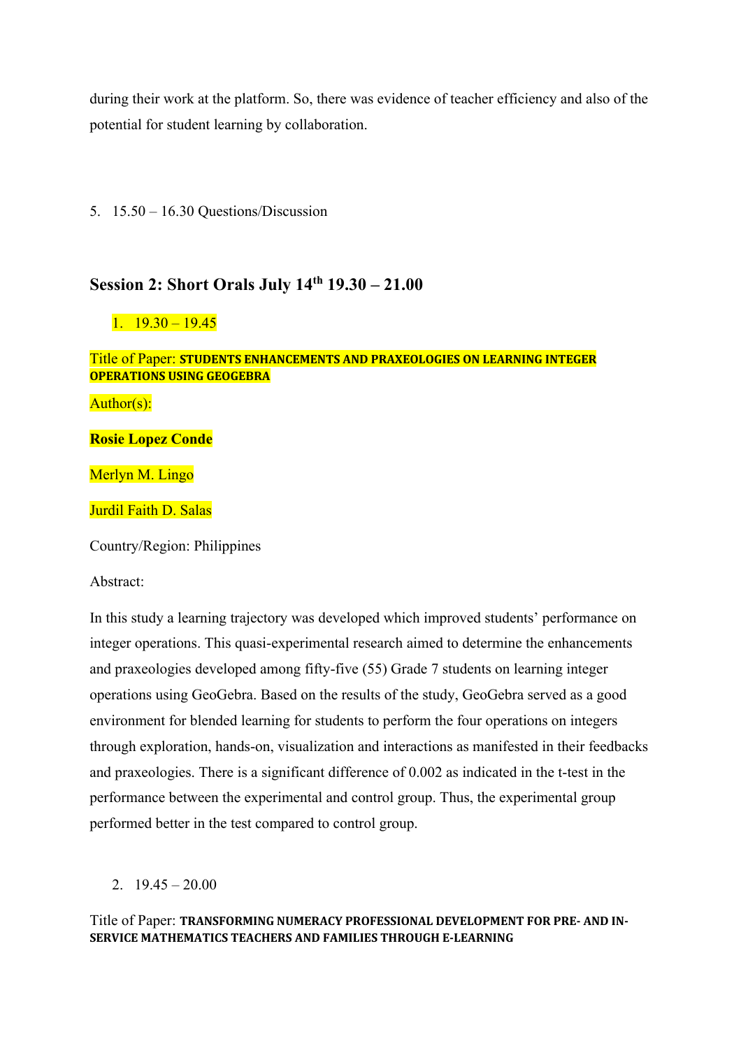during their work at the platform. So, there was evidence of teacher efficiency and also of the potential for student learning by collaboration.

5. 15.50 – 16.30 Questions/Discussion

## Session 2: Short Orals July 14th 19.30 – 21.00

1. 19.30 – 19.45

Title of Paper: **STUDENTS ENHANCEMENTS AND PRAXEOLOGIES ON LEARNING INTEGER OPERATIONS USING GEOGEBRA**

Author(s):

**Rosie Lopez Conde**

Merlyn M. Lingo

Jurdil Faith D. Salas

Country/Region: Philippines

Abstract:

In this study a learning trajectory was developed which improved students' performance on integer operations. This quasi-experimental research aimed to determine the enhancements and praxeologies developed among fifty-five (55) Grade 7 students on learning integer operations using GeoGebra. Based on the results of the study, GeoGebra served as a good environment for blended learning for students to perform the four operations on integers through exploration, hands-on, visualization and interactions as manifested in their feedbacks and praxeologies. There is a significant difference of 0.002 as indicated in the t-test in the performance between the experimental and control group. Thus, the experimental group performed better in the test compared to control group.

2. 19.45 – 20.00

Title of Paper: **TRANSFORMING NUMERACY PROFESSIONAL DEVELOPMENT FOR PRE- AND IN-SERVICE MATHEMATICS TEACHERS AND FAMILIES THROUGH E-LEARNING**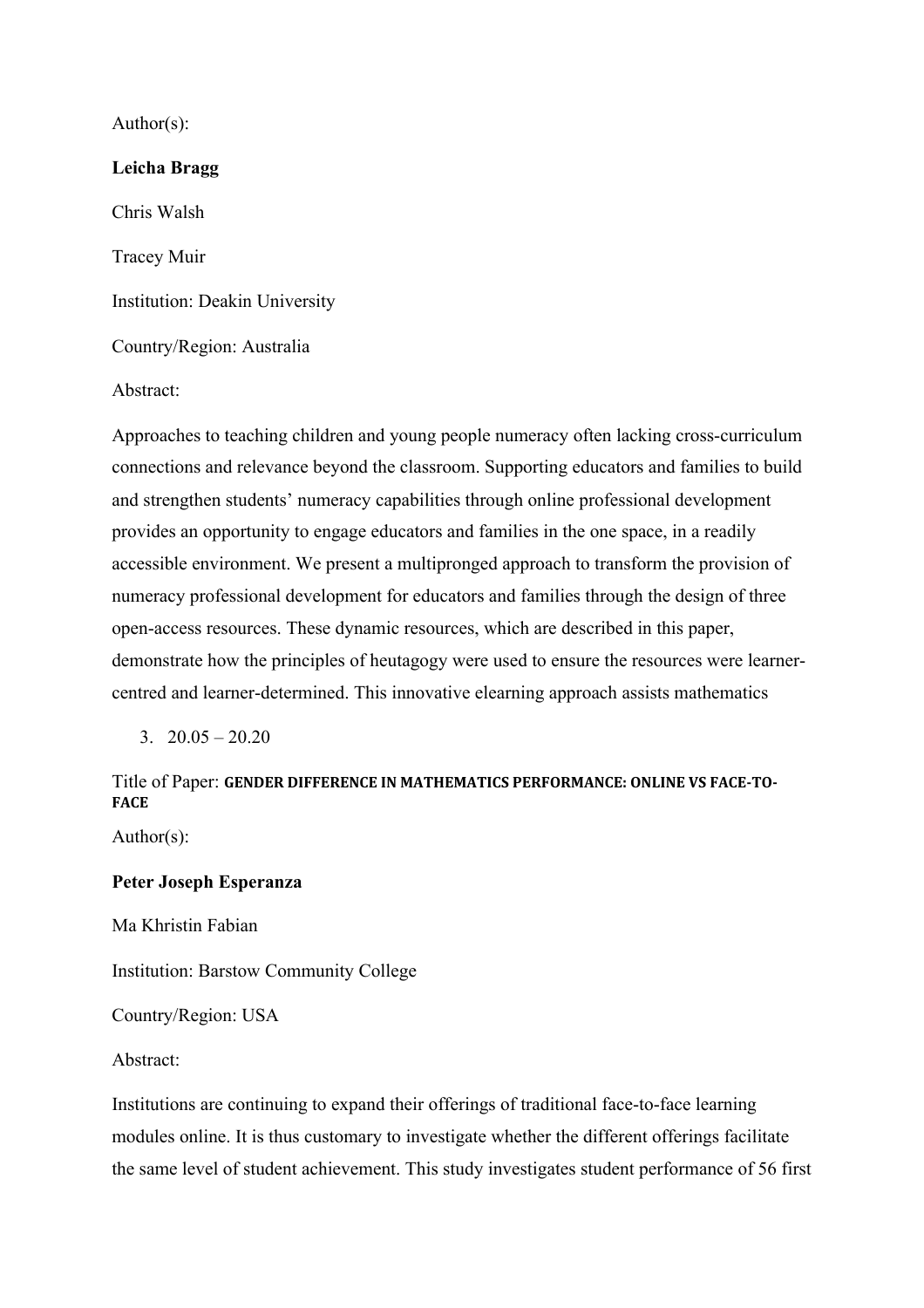Author(s):

**Leicha Bragg**

Chris Walsh

Tracey Muir

Institution: Deakin University

Country/Region: Australia

Abstract:

Approaches to teaching children and young people numeracy often lacking cross-curriculum connections and relevance beyond the classroom. Supporting educators and families to build and strengthen students' numeracy capabilities through online professional development provides an opportunity to engage educators and families in the one space, in a readily accessible environment. We present a multipronged approach to transform the provision of numeracy professional development for educators and families through the design of three open-access resources. These dynamic resources, which are described in this paper, demonstrate how the principles of heutagogy were used to ensure the resources were learner-centred and learner-determined. This innovative elearning approach assists mathematics

3. 20.05 – 20.20

Title of Paper: **GENDER DIFFERENCE IN MATHEMATICS PERFORMANCE: ONLINE VS FACE-TO-FACE**

Author(s):

**Peter Joseph Esperanza**

Ma Khristin Fabian

Institution: Barstow Community College

Country/Region: USA

Abstract:

Institutions are continuing to expand their offerings of traditional face-to-face learning modules online. It is thus customary to investigate whether the different offerings facilitate the same level of student achievement. This study investigates student performance of 56 first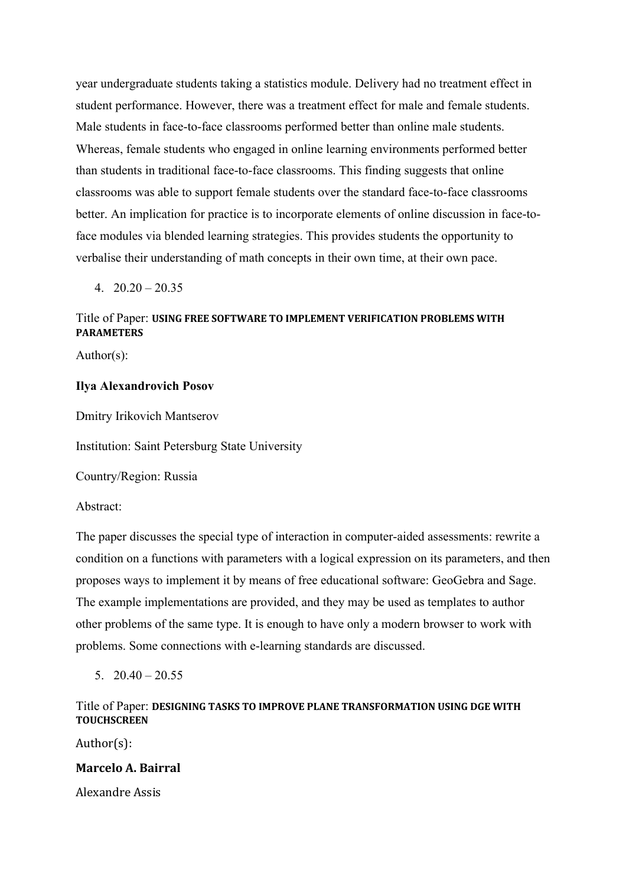year undergraduate students taking a statistics module. Delivery had no treatment effect in student performance. However, there was a treatment effect for male and female students. Male students in face-to-face classrooms performed better than online male students. Whereas, female students who engaged in online learning environments performed better than students in traditional face-to-face classrooms. This finding suggests that online classrooms was able to support female students over the standard face-to-face classrooms better. An implication for practice is to incorporate elements of online discussion in face-to-face modules via blended learning strategies. This provides students the opportunity to verbalise their understanding of math concepts in their own time, at their own pace.

4. 20.20 – 20.35

Title of Paper: **USING FREE SOFTWARE TO IMPLEMENT VERIFICATION PROBLEMS WITH PARAMETERS**

Author(s):

**Ilya Alexandrovich Posov**

Dmitry Irikovich Mantserov

Institution: Saint Petersburg State University

Country/Region: Russia

Abstract:

The paper discusses the special type of interaction in computer-aided assessments: rewrite a condition on a functions with parameters with a logical expression on its parameters, and then proposes ways to implement it by means of free educational software: GeoGebra and Sage. The example implementations are provided, and they may be used as templates to author other problems of the same type. It is enough to have only a modern browser to work with problems. Some connections with e-learning standards are discussed.

5. 20.40 – 20.55

Title of Paper: **DESIGNING TASKS TO IMPROVE PLANE TRANSFORMATION USING DGE WITH TOUCHSCREEN**

Author(s):

**Marcelo A. Bairral**

Alexandre Assis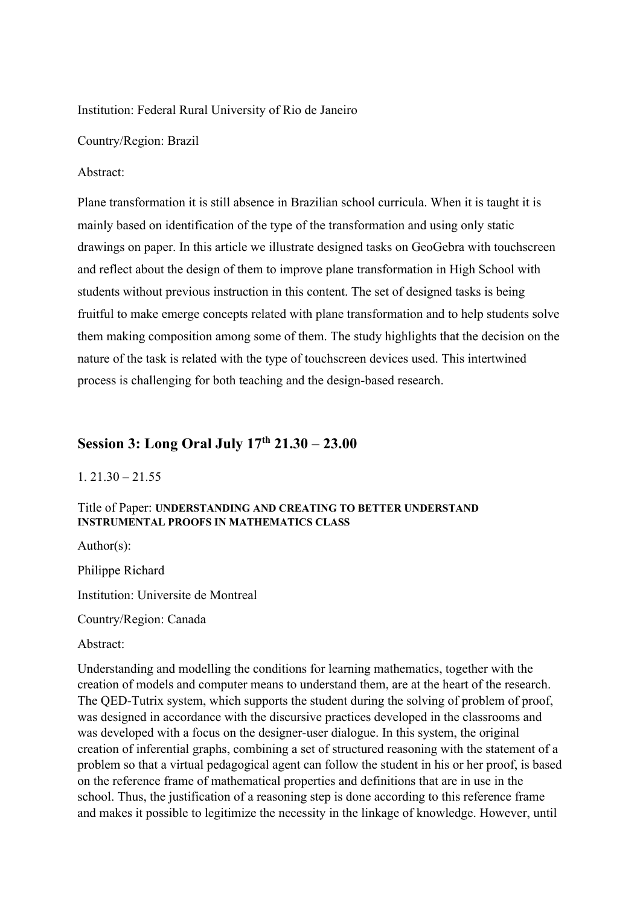Institution: Federal Rural University of Rio de Janeiro

Country/Region: Brazil

Abstract:

Plane transformation it is still absence in Brazilian school curricula. When it is taught it is mainly based on identification of the type of the transformation and using only static drawings on paper. In this article we illustrate designed tasks on GeoGebra with touchscreen and reflect about the design of them to improve plane transformation in High School with students without previous instruction in this content. The set of designed tasks is being fruitful to make emerge concepts related with plane transformation and to help students solve them making composition among some of them. The study highlights that the decision on the nature of the task is related with the type of touchscreen devices used. This intertwined process is challenging for both teaching and the design-based research.

## Session 3: Long Oral July 17th 21.30 – 23.00

1. 21.30 – 21.55

Title of Paper: **UNDERSTANDING AND CREATING TO BETTER UNDERSTAND INSTRUMENTAL PROOFS IN MATHEMATICS CLASS**

Author(s):

Philippe Richard

Institution: Universite de Montreal

Country/Region: Canada

Abstract:

Understanding and modelling the conditions for learning mathematics, together with the creation of models and computer means to understand them, are at the heart of the research. The QED-Tutrix system, which supports the student during the solving of problem of proof, was designed in accordance with the discursive practices developed in the classrooms and was developed with a focus on the designer-user dialogue. In this system, the original creation of inferential graphs, combining a set of structured reasoning with the statement of a problem so that a virtual pedagogical agent can follow the student in his or her proof, is based on the reference frame of mathematical properties and definitions that are in use in the school. Thus, the justification of a reasoning step is done according to this reference frame and makes it possible to legitimize the necessity in the linkage of knowledge. However, until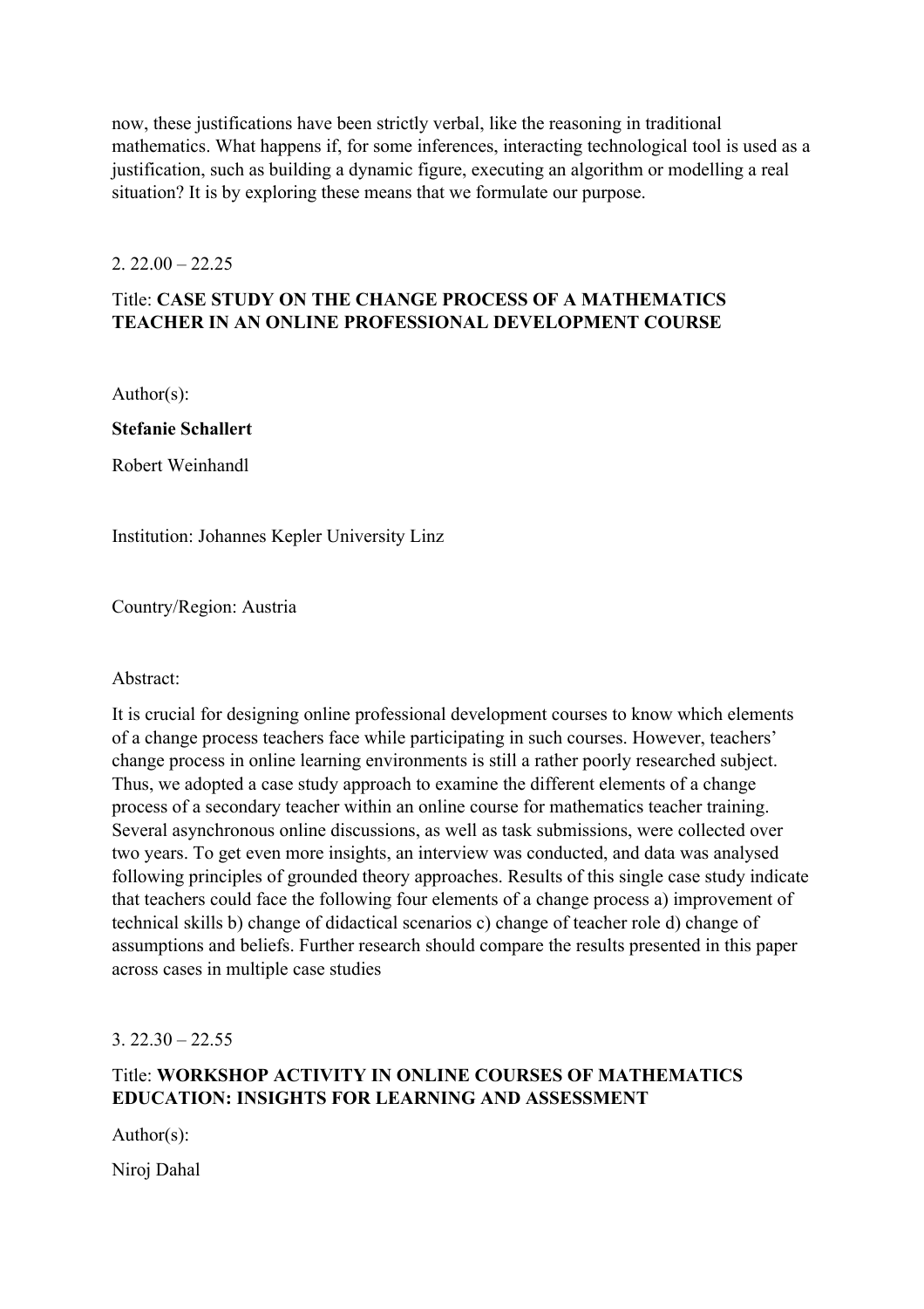now, these justifications have been strictly verbal, like the reasoning in traditional mathematics. What happens if, for some inferences, interacting technological tool is used as a justification, such as building a dynamic figure, executing an algorithm or modelling a real situation? It is by exploring these means that we formulate our purpose.

2. 22.00 – 22.25

Title: **CASE STUDY ON THE CHANGE PROCESS OF A MATHEMATICS TEACHER IN AN ONLINE PROFESSIONAL DEVELOPMENT COURSE**

Author(s):

**Stefanie Schallert**

Robert Weinhandl

Institution: Johannes Kepler University Linz

Country/Region: Austria

Abstract:

It is crucial for designing online professional development courses to know which elements of a change process teachers face while participating in such courses. However, teachers' change process in online learning environments is still a rather poorly researched subject. Thus, we adopted a case study approach to examine the different elements of a change process of a secondary teacher within an online course for mathematics teacher training. Several asynchronous online discussions, as well as task submissions, were collected over two years. To get even more insights, an interview was conducted, and data was analysed following principles of grounded theory approaches. Results of this single case study indicate that teachers could face the following four elements of a change process a) improvement of technical skills b) change of didactical scenarios c) change of teacher role d) change of assumptions and beliefs. Further research should compare the results presented in this paper across cases in multiple case studies

3. 22.30 – 22.55

Title: **WORKSHOP ACTIVITY IN ONLINE COURSES OF MATHEMATICS EDUCATION: INSIGHTS FOR LEARNING AND ASSESSMENT**

Author(s):

Niroj Dahal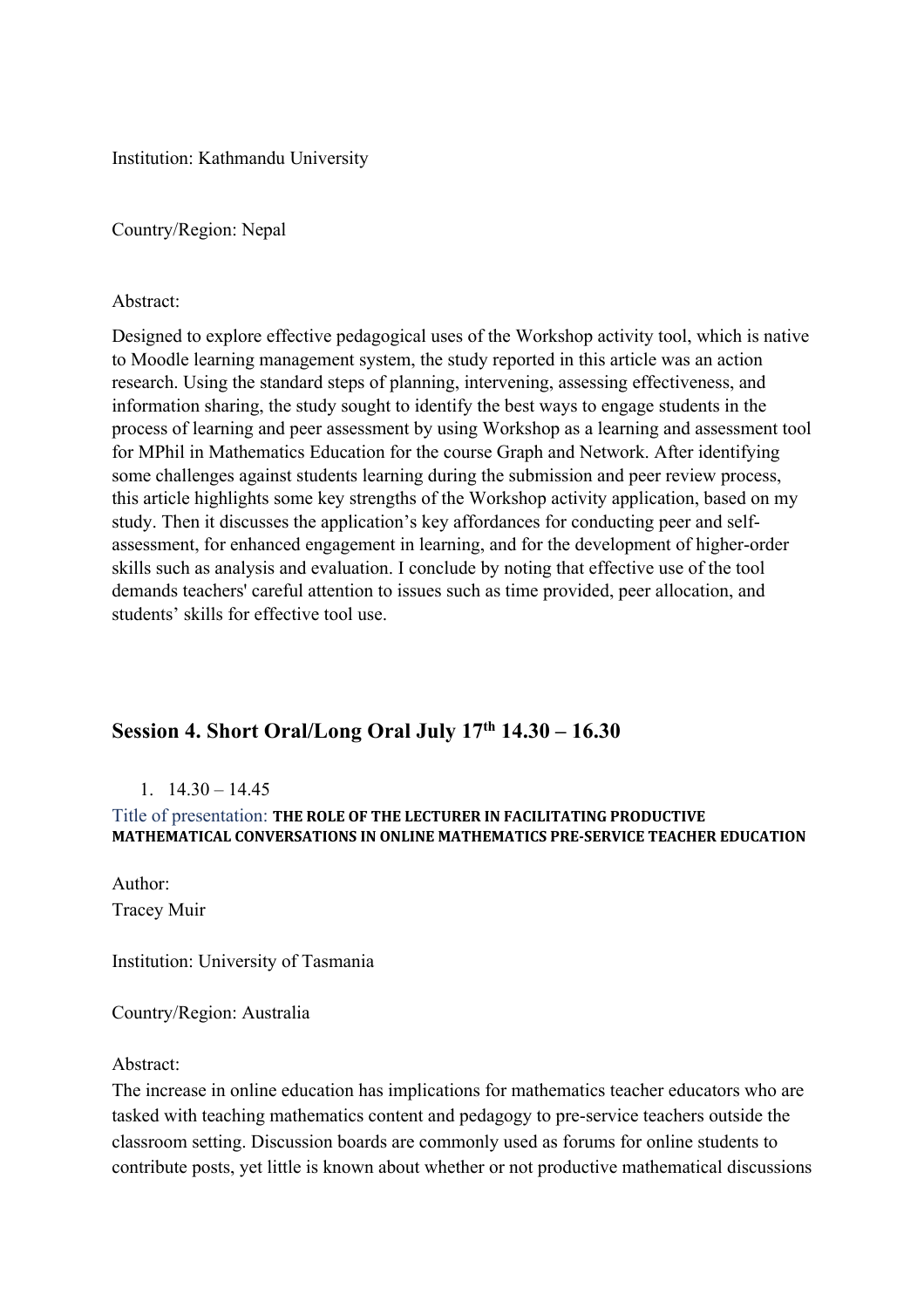Institution: Kathmandu University

Country/Region: Nepal

Abstract:

Designed to explore effective pedagogical uses of the Workshop activity tool, which is native to Moodle learning management system, the study reported in this article was an action research. Using the standard steps of planning, intervening, assessing effectiveness, and information sharing, the study sought to identify the best ways to engage students in the process of learning and peer assessment by using Workshop as a learning and assessment tool for MPhil in Mathematics Education for the course Graph and Network. After identifying some challenges against students learning during the submission and peer review process, this article highlights some key strengths of the Workshop activity application, based on my study. Then it discusses the application's key affordances for conducting peer and self-assessment, for enhanced engagement in learning, and for the development of higher-order skills such as analysis and evaluation. I conclude by noting that effective use of the tool demands teachers' careful attention to issues such as time provided, peer allocation, and students' skills for effective tool use.

## Session 4. Short Oral/Long Oral July 17th 14.30 – 16.30

1. 14.30 – 14.45

Title of presentation: **THE ROLE OF THE LECTURER IN FACILITATING PRODUCTIVE MATHEMATICAL CONVERSATIONS IN ONLINE MATHEMATICS PRE-SERVICE TEACHER EDUCATION**

Author:
Tracey Muir

Institution: University of Tasmania

Country/Region: Australia

Abstract:
The increase in online education has implications for mathematics teacher educators who are tasked with teaching mathematics content and pedagogy to pre-service teachers outside the classroom setting. Discussion boards are commonly used as forums for online students to contribute posts, yet little is known about whether or not productive mathematical discussions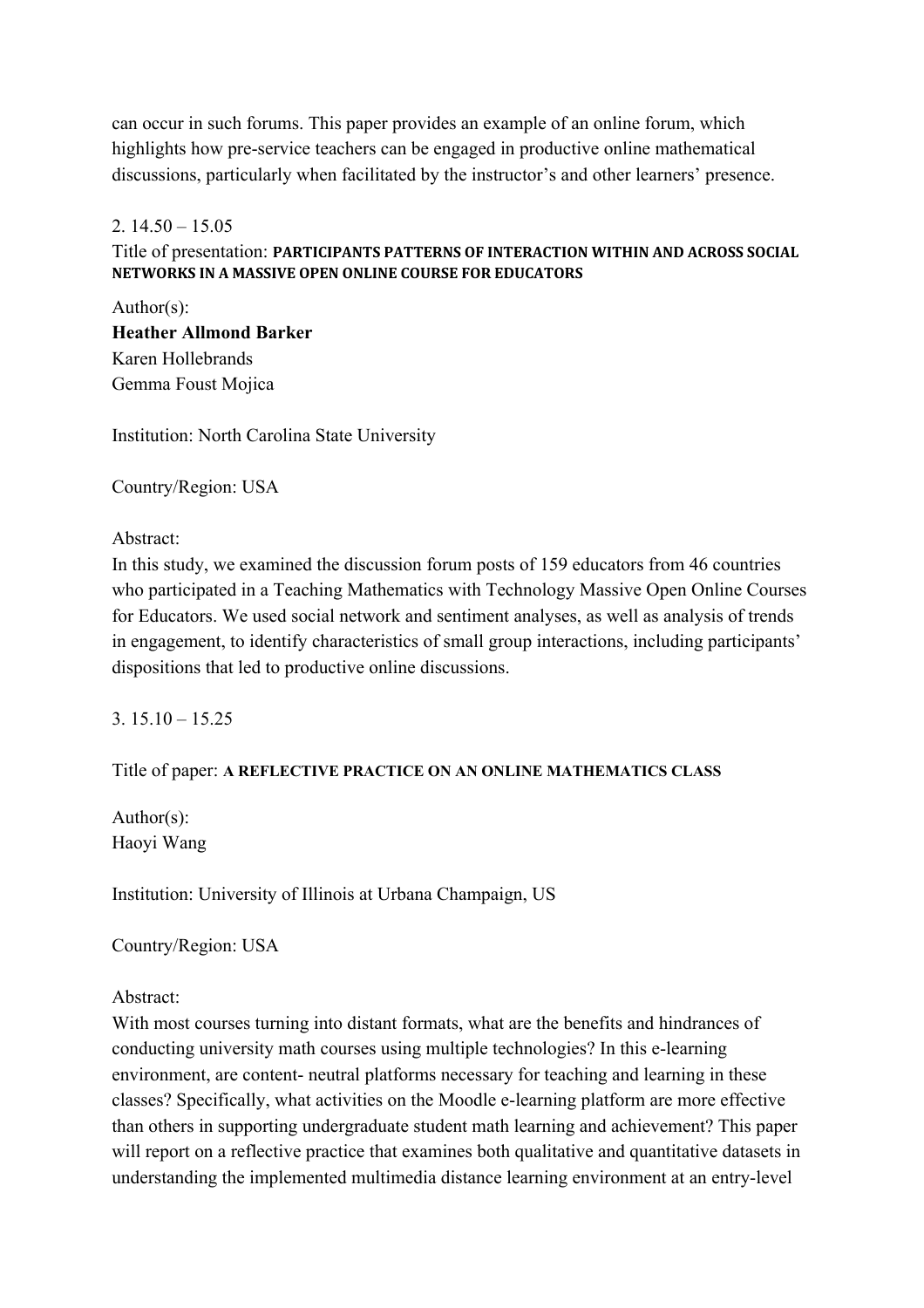can occur in such forums. This paper provides an example of an online forum, which highlights how pre-service teachers can be engaged in productive online mathematical discussions, particularly when facilitated by the instructor's and other learners' presence.

2. 14.50 – 15.05

Title of presentation: **PARTICIPANTS PATTERNS OF INTERACTION WITHIN AND ACROSS SOCIAL NETWORKS IN A MASSIVE OPEN ONLINE COURSE FOR EDUCATORS**

Author(s):
**Heather Allmond Barker**
Karen Hollebrands
Gemma Foust Mojica

Institution: North Carolina State University

Country/Region: USA

Abstract:
In this study, we examined the discussion forum posts of 159 educators from 46 countries who participated in a Teaching Mathematics with Technology Massive Open Online Courses for Educators. We used social network and sentiment analyses, as well as analysis of trends in engagement, to identify characteristics of small group interactions, including participants' dispositions that led to productive online discussions.

3. 15.10 – 15.25

Title of paper: **A REFLECTIVE PRACTICE ON AN ONLINE MATHEMATICS CLASS**

Author(s):
Haoyi Wang

Institution: University of Illinois at Urbana Champaign, US

Country/Region: USA

Abstract:
With most courses turning into distant formats, what are the benefits and hindrances of conducting university math courses using multiple technologies? In this e-learning environment, are content- neutral platforms necessary for teaching and learning in these classes? Specifically, what activities on the Moodle e-learning platform are more effective than others in supporting undergraduate student math learning and achievement? This paper will report on a reflective practice that examines both qualitative and quantitative datasets in understanding the implemented multimedia distance learning environment at an entry-level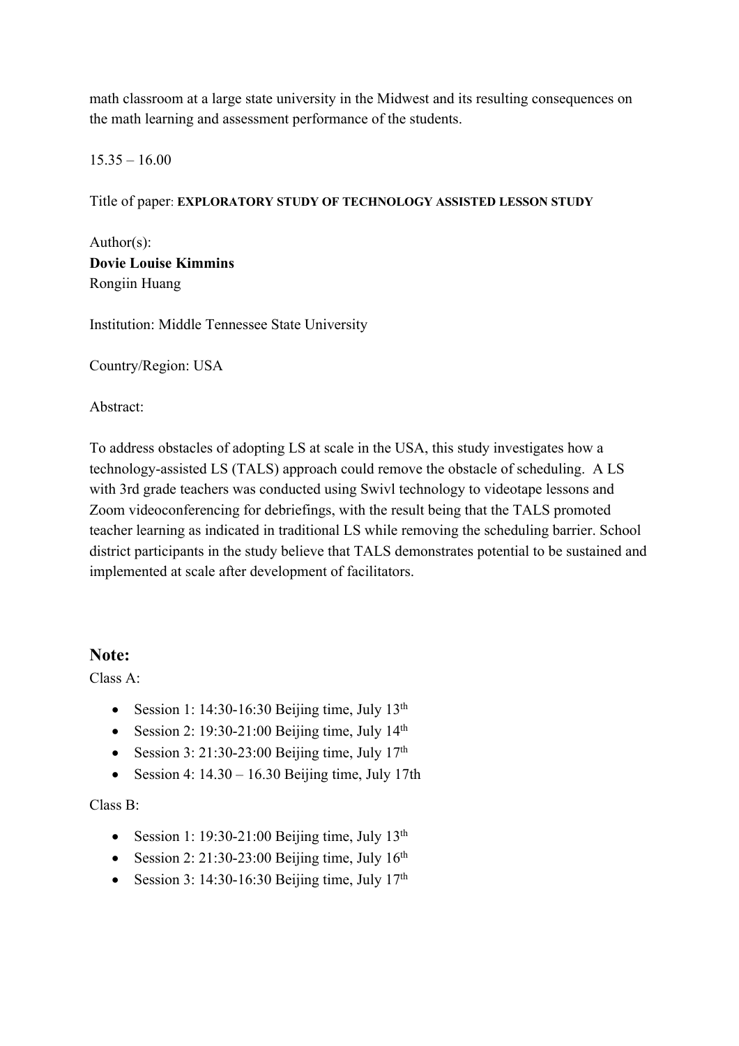math classroom at a large state university in the Midwest and its resulting consequences on the math learning and assessment performance of the students.

15.35 – 16.00

Title of paper: **EXPLORATORY STUDY OF TECHNOLOGY ASSISTED LESSON STUDY**

Author(s):
**Dovie Louise Kimmins**
Rongiin Huang

Institution: Middle Tennessee State University

Country/Region: USA

Abstract:

To address obstacles of adopting LS at scale in the USA, this study investigates how a technology-assisted LS (TALS) approach could remove the obstacle of scheduling. A LS with 3rd grade teachers was conducted using Swivl technology to videotape lessons and Zoom videoconferencing for debriefings, with the result being that the TALS promoted teacher learning as indicated in traditional LS while removing the scheduling barrier. School district participants in the study believe that TALS demonstrates potential to be sustained and implemented at scale after development of facilitators.

## Note:

Class A:

- Session 1: 14:30-16:30 Beijing time, July 13th
- Session 2: 19:30-21:00 Beijing time, July 14th
- Session 3: 21:30-23:00 Beijing time, July 17th
- Session 4: 14.30 – 16.30 Beijing time, July 17th

Class B:

- Session 1: 19:30-21:00 Beijing time, July 13th
- Session 2: 21:30-23:00 Beijing time, July 16th
- Session 3: 14:30-16:30 Beijing time, July 17th